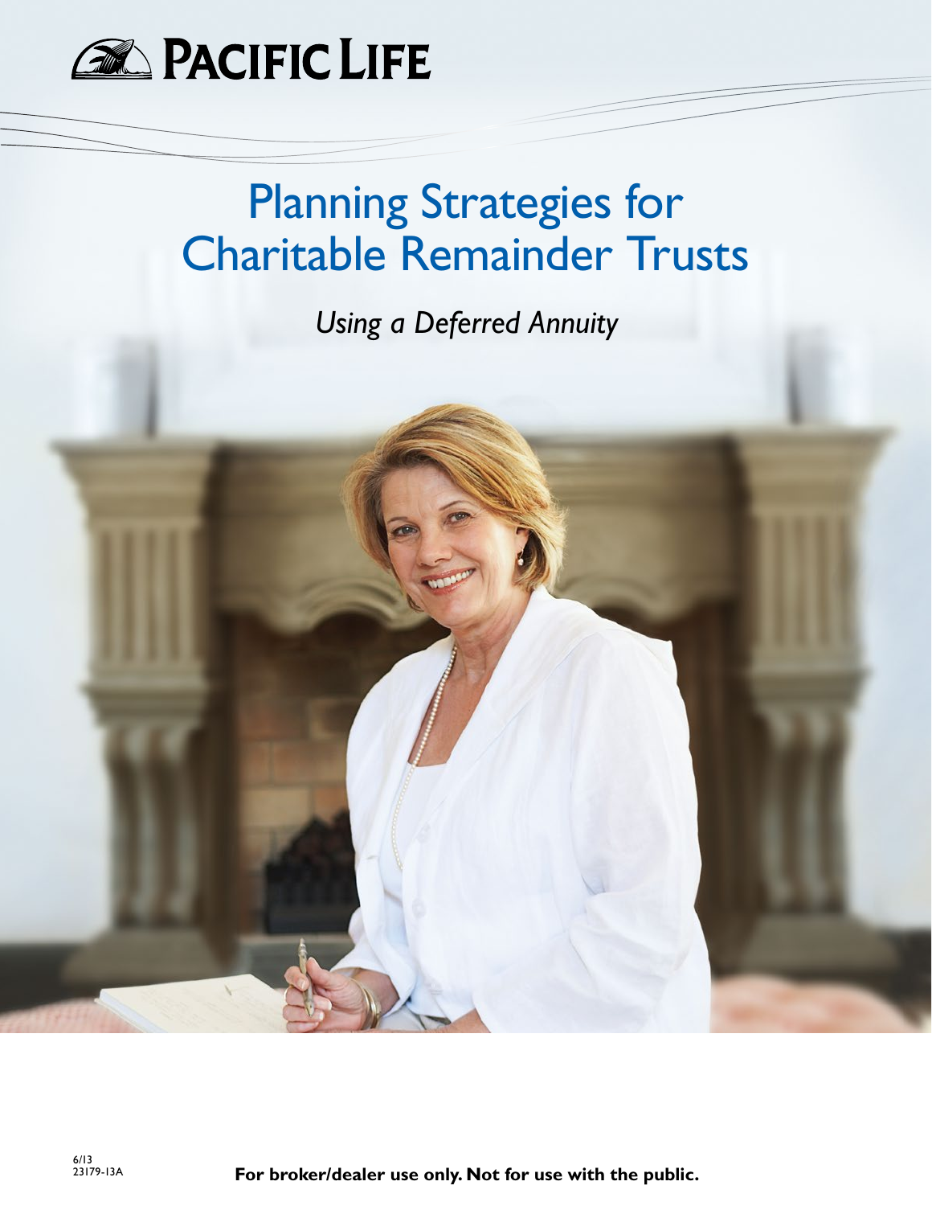PACIFIC LIFE

# Planning Strategies for Charitable Remainder Trusts

*Using a Deferred Annuity*

6/13
23179-13A

**For broker/dealer use only. Not for use with the public.**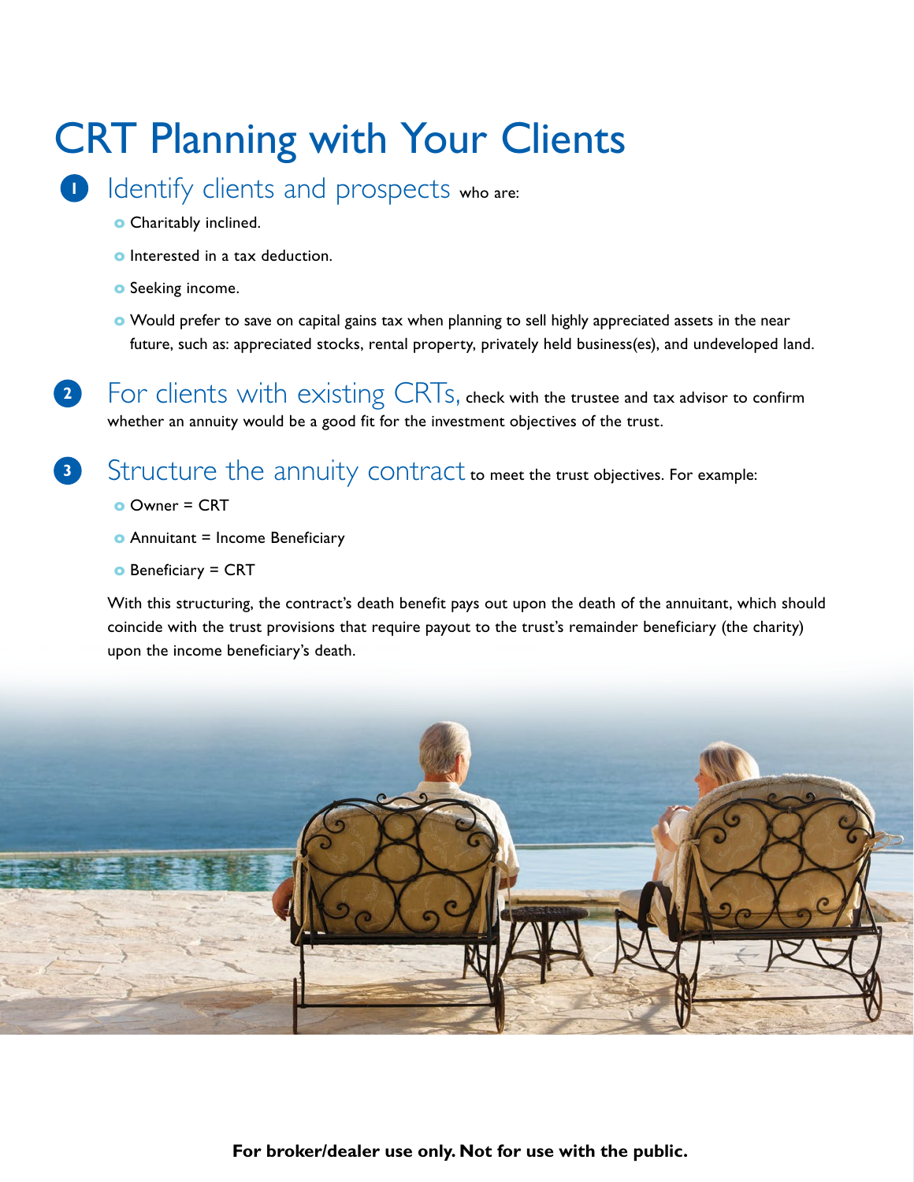# CRT Planning with Your Clients

1. ## Identify clients and prospects who are:
   - Charitably inclined.
   - Interested in a tax deduction.
   - Seeking income.
   - Would prefer to save on capital gains tax when planning to sell highly appreciated assets in the near future, such as: appreciated stocks, rental property, privately held business(es), and undeveloped land.

2. ## For clients with existing CRTs, check with the trustee and tax advisor to confirm whether an annuity would be a good fit for the investment objectives of the trust.

3. ## Structure the annuity contract to meet the trust objectives. For example:
   - Owner = CRT
   - Annuitant = Income Beneficiary
   - Beneficiary = CRT

   With this structuring, the contract's death benefit pays out upon the death of the annuitant, which should coincide with the trust provisions that require payout to the trust's remainder beneficiary (the charity) upon the income beneficiary's death.

**For broker/dealer use only. Not for use with the public.**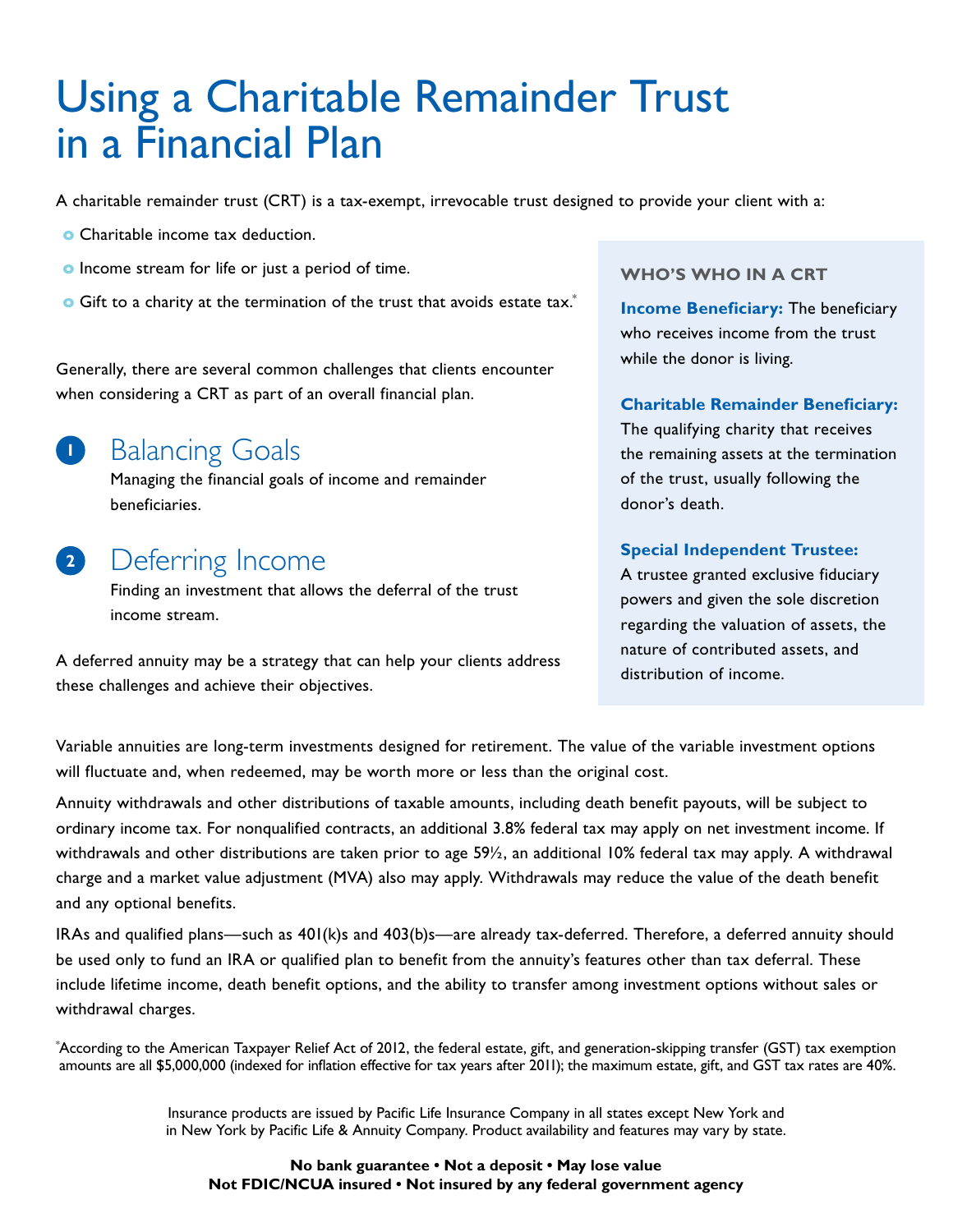# Using a Charitable Remainder Trust in a Financial Plan

A charitable remainder trust (CRT) is a tax-exempt, irrevocable trust designed to provide your client with a:

- Charitable income tax deduction.
- Income stream for life or just a period of time.
- Gift to a charity at the termination of the trust that avoids estate tax.*

Generally, there are several common challenges that clients encounter when considering a CRT as part of an overall financial plan.

## 1 Balancing Goals

Managing the financial goals of income and remainder beneficiaries.

## 2 Deferring Income

Finding an investment that allows the deferral of the trust income stream.

A deferred annuity may be a strategy that can help your clients address these challenges and achieve their objectives.

### WHO'S WHO IN A CRT

**Income Beneficiary:** The beneficiary who receives income from the trust while the donor is living.

**Charitable Remainder Beneficiary:** The qualifying charity that receives the remaining assets at the termination of the trust, usually following the donor's death.

**Special Independent Trustee:** A trustee granted exclusive fiduciary powers and given the sole discretion regarding the valuation of assets, the nature of contributed assets, and distribution of income.

Variable annuities are long-term investments designed for retirement. The value of the variable investment options will fluctuate and, when redeemed, may be worth more or less than the original cost.

Annuity withdrawals and other distributions of taxable amounts, including death benefit payouts, will be subject to ordinary income tax. For nonqualified contracts, an additional 3.8% federal tax may apply on net investment income. If withdrawals and other distributions are taken prior to age 59½, an additional 10% federal tax may apply. A withdrawal charge and a market value adjustment (MVA) also may apply. Withdrawals may reduce the value of the death benefit and any optional benefits.

IRAs and qualified plans—such as 401(k)s and 403(b)s—are already tax-deferred. Therefore, a deferred annuity should be used only to fund an IRA or qualified plan to benefit from the annuity's features other than tax deferral. These include lifetime income, death benefit options, and the ability to transfer among investment options without sales or withdrawal charges.

*According to the American Taxpayer Relief Act of 2012, the federal estate, gift, and generation-skipping transfer (GST) tax exemption amounts are all $5,000,000 (indexed for inflation effective for tax years after 2011); the maximum estate, gift, and GST tax rates are 40%.

Insurance products are issued by Pacific Life Insurance Company in all states except New York and in New York by Pacific Life & Annuity Company. Product availability and features may vary by state.

**No bank guarantee • Not a deposit • May lose value**
**Not FDIC/NCUA insured • Not insured by any federal government agency**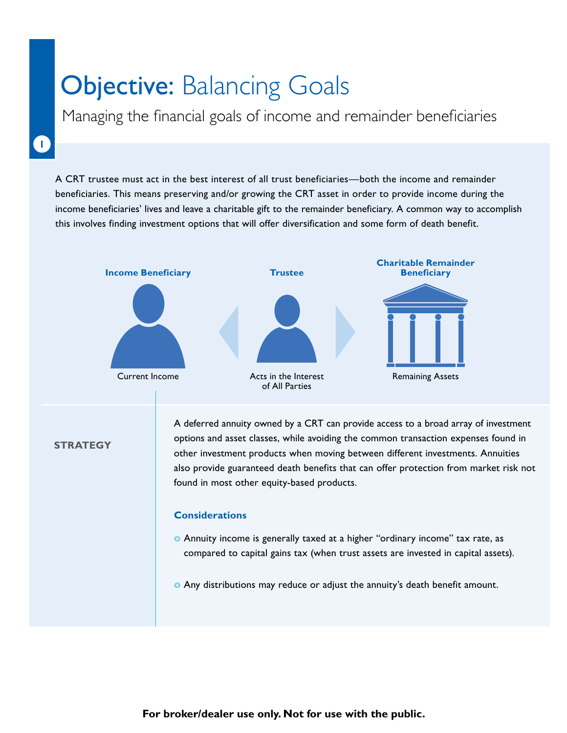# Objective: Balancing Goals

## Managing the financial goals of income and remainder beneficiaries

1

A CRT trustee must act in the best interest of all trust beneficiaries—both the income and remainder beneficiaries. This means preserving and/or growing the CRT asset in order to provide income during the income beneficiaries' lives and leave a charitable gift to the remainder beneficiary. A common way to accomplish this involves finding investment options that will offer diversification and some form of death benefit.

**Income Beneficiary**

Current Income

**Trustee**

Acts in the Interest of All Parties

**Charitable Remainder Beneficiary**

Remaining Assets

### STRATEGY

A deferred annuity owned by a CRT can provide access to a broad array of investment options and asset classes, while avoiding the common transaction expenses found in other investment products when moving between different investments. Annuities also provide guaranteed death benefits that can offer protection from market risk not found in most other equity-based products.

**Considerations**

- Annuity income is generally taxed at a higher "ordinary income" tax rate, as compared to capital gains tax (when trust assets are invested in capital assets).
- Any distributions may reduce or adjust the annuity's death benefit amount.

**For broker/dealer use only. Not for use with the public.**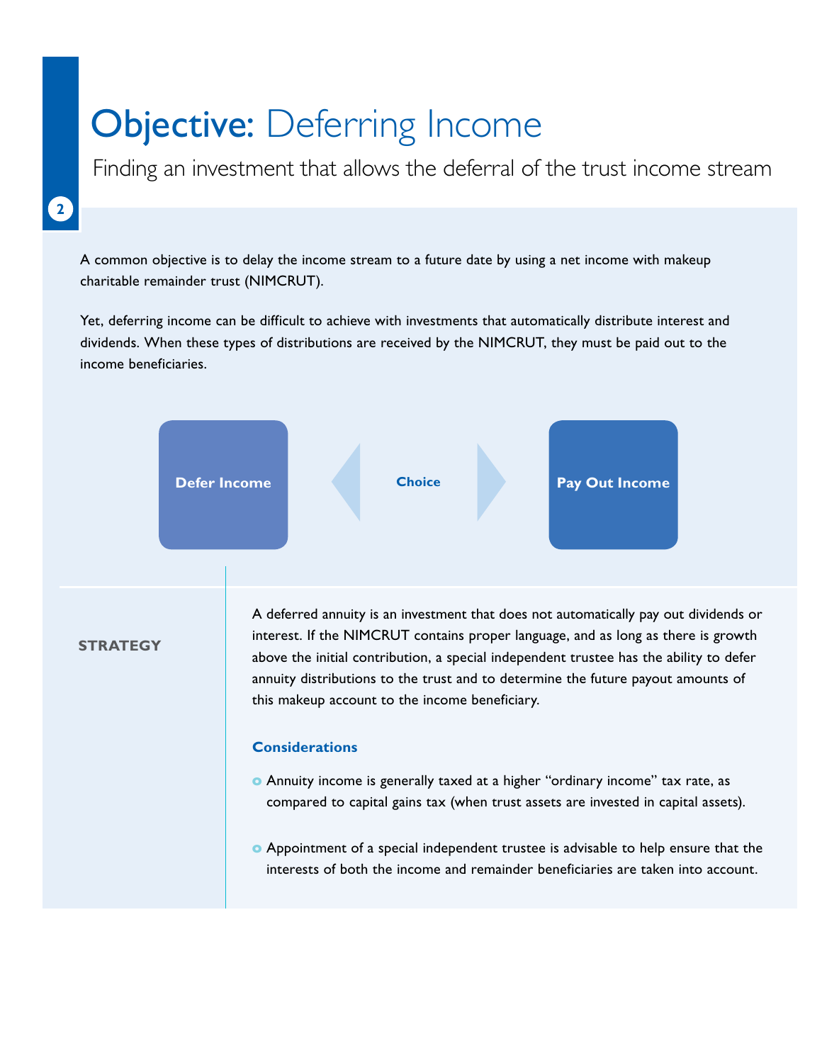# **Objective:** Deferring Income

## Finding an investment that allows the deferral of the trust income stream

A common objective is to delay the income stream to a future date by using a net income with makeup charitable remainder trust (NIMCRUT).

Yet, deferring income can be difficult to achieve with investments that automatically distribute interest and dividends. When these types of distributions are received by the NIMCRUT, they must be paid out to the income beneficiaries.

**Defer Income** ◀ **Choice** ▶ **Pay Out Income**

### STRATEGY

A deferred annuity is an investment that does not automatically pay out dividends or interest. If the NIMCRUT contains proper language, and as long as there is growth above the initial contribution, a special independent trustee has the ability to defer annuity distributions to the trust and to determine the future payout amounts of this makeup account to the income beneficiary.

**Considerations**

- Annuity income is generally taxed at a higher "ordinary income" tax rate, as compared to capital gains tax (when trust assets are invested in capital assets).
- Appointment of a special independent trustee is advisable to help ensure that the interests of both the income and remainder beneficiaries are taken into account.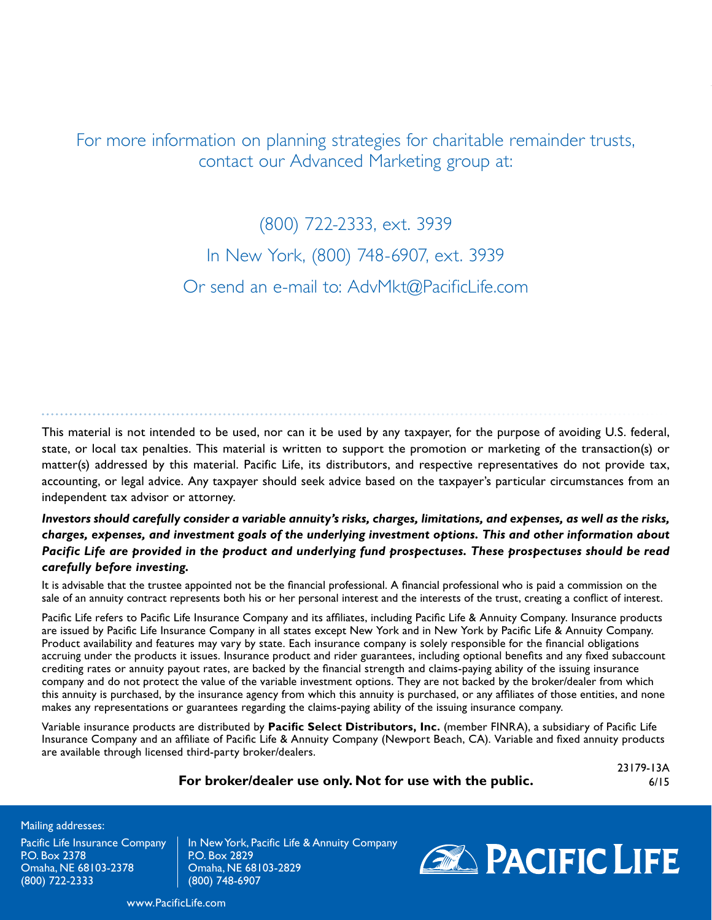For more information on planning strategies for charitable remainder trusts, contact our Advanced Marketing group at:

(800) 722-2333, ext. 3939

In New York, (800) 748-6907, ext. 3939

Or send an e-mail to: AdvMkt@PacificLife.com

---

This material is not intended to be used, nor can it be used by any taxpayer, for the purpose of avoiding U.S. federal, state, or local tax penalties. This material is written to support the promotion or marketing of the transaction(s) or matter(s) addressed by this material. Pacific Life, its distributors, and respective representatives do not provide tax, accounting, or legal advice. Any taxpayer should seek advice based on the taxpayer's particular circumstances from an independent tax advisor or attorney.

***Investors should carefully consider a variable annuity's risks, charges, limitations, and expenses, as well as the risks, charges, expenses, and investment goals of the underlying investment options. This and other information about Pacific Life are provided in the product and underlying fund prospectuses. These prospectuses should be read carefully before investing.***

It is advisable that the trustee appointed not be the financial professional. A financial professional who is paid a commission on the sale of an annuity contract represents both his or her personal interest and the interests of the trust, creating a conflict of interest.

Pacific Life refers to Pacific Life Insurance Company and its affiliates, including Pacific Life & Annuity Company. Insurance products are issued by Pacific Life Insurance Company in all states except New York and in New York by Pacific Life & Annuity Company. Product availability and features may vary by state. Each insurance company is solely responsible for the financial obligations accruing under the products it issues. Insurance product and rider guarantees, including optional benefits and any fixed subaccount crediting rates or annuity payout rates, are backed by the financial strength and claims-paying ability of the issuing insurance company and do not protect the value of the variable investment options. They are not backed by the broker/dealer from which this annuity is purchased, by the insurance agency from which this annuity is purchased, or any affiliates of those entities, and none makes any representations or guarantees regarding the claims-paying ability of the issuing insurance company.

Variable insurance products are distributed by **Pacific Select Distributors, Inc.** (member FINRA), a subsidiary of Pacific Life Insurance Company and an affiliate of Pacific Life & Annuity Company (Newport Beach, CA). Variable and fixed annuity products are available through licensed third-party broker/dealers.

**For broker/dealer use only. Not for use with the public.**

23179-13A
6/15

Mailing addresses:

Pacific Life Insurance Company
P.O. Box 2378
Omaha, NE 68103-2378
(800) 722-2333

In New York, Pacific Life & Annuity Company
P.O. Box 2829
Omaha, NE 68103-2829
(800) 748-6907

PACIFIC LIFE

www.PacificLife.com